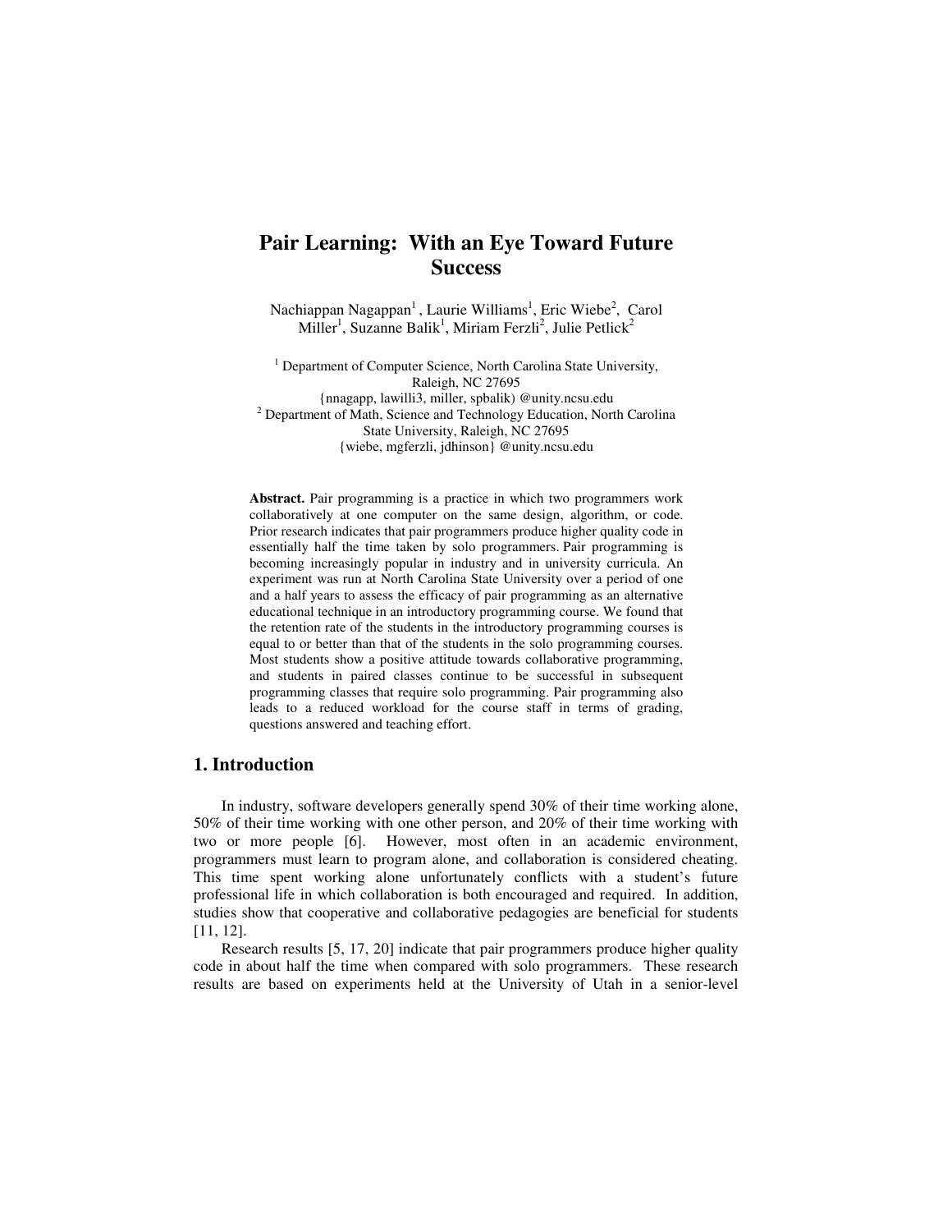# Pair Learning: With an Eye Toward Future Success

Nachiappan Nagappan[1], Laurie Williams[1], Eric Wiebe[2], Carol Miller[1], Suzanne Balik[1], Miriam Ferzli[2], Julie Petlick[2]

[1] Department of Computer Science, North Carolina State University, Raleigh, NC 27695
{nnagapp, lawilli3, miller, spbalik) @unity.ncsu.edu

[2] Department of Math, Science and Technology Education, North Carolina State University, Raleigh, NC 27695
{wiebe, mgferzli, jdhinson} @unity.ncsu.edu

**Abstract.** Pair programming is a practice in which two programmers work collaboratively at one computer on the same design, algorithm, or code. Prior research indicates that pair programmers produce higher quality code in essentially half the time taken by solo programmers. Pair programming is becoming increasingly popular in industry and in university curricula. An experiment was run at North Carolina State University over a period of one and a half years to assess the efficacy of pair programming as an alternative educational technique in an introductory programming course. We found that the retention rate of the students in the introductory programming courses is equal to or better than that of the students in the solo programming courses. Most students show a positive attitude towards collaborative programming, and students in paired classes continue to be successful in subsequent programming classes that require solo programming. Pair programming also leads to a reduced workload for the course staff in terms of grading, questions answered and teaching effort.

## 1. Introduction

In industry, software developers generally spend 30% of their time working alone, 50% of their time working with one other person, and 20% of their time working with two or more people [6]. However, most often in an academic environment, programmers must learn to program alone, and collaboration is considered cheating. This time spent working alone unfortunately conflicts with a student's future professional life in which collaboration is both encouraged and required. In addition, studies show that cooperative and collaborative pedagogies are beneficial for students [11, 12].

Research results [5, 17, 20] indicate that pair programmers produce higher quality code in about half the time when compared with solo programmers. These research results are based on experiments held at the University of Utah in a senior-level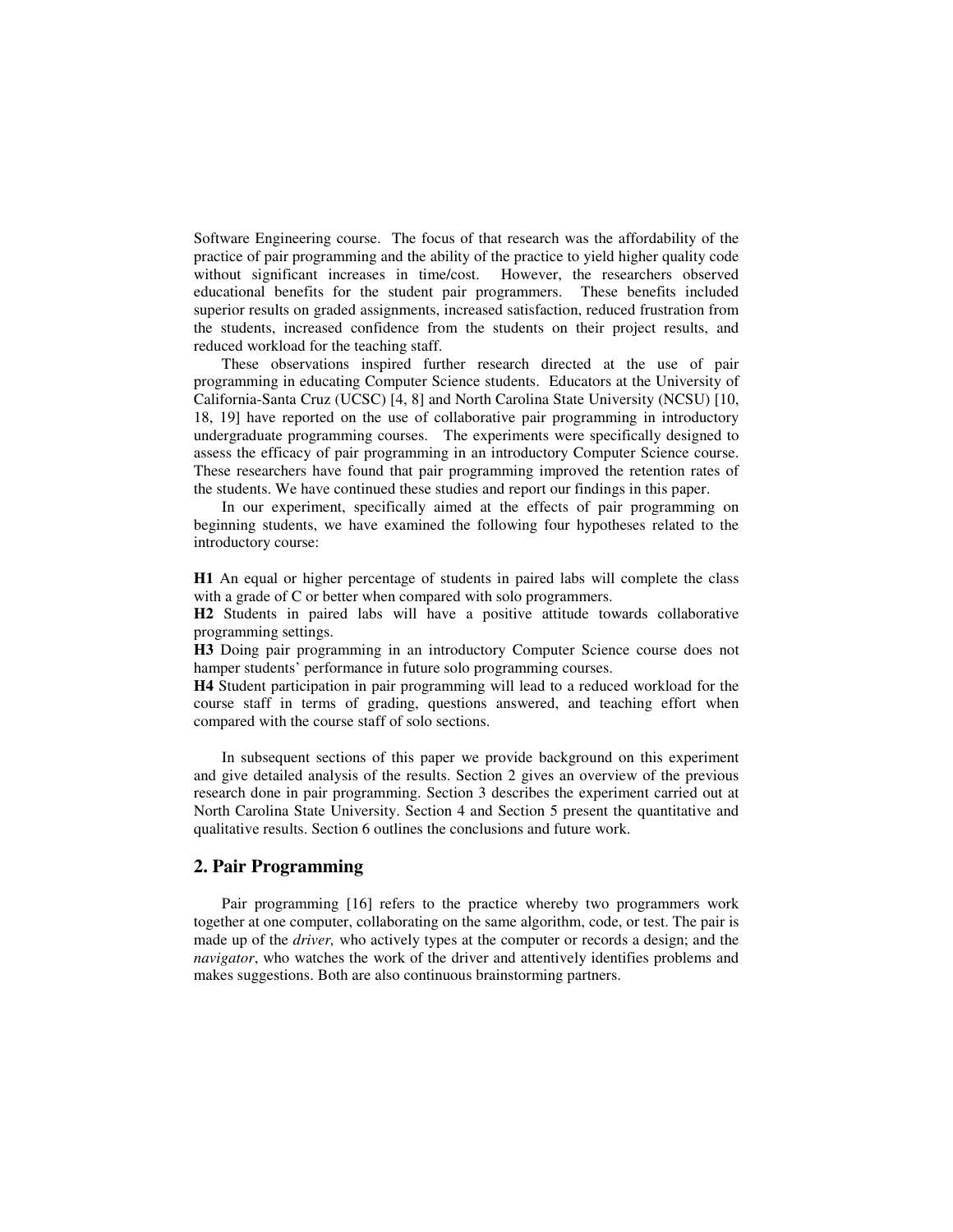Software Engineering course. The focus of that research was the affordability of the practice of pair programming and the ability of the practice to yield higher quality code without significant increases in time/cost. However, the researchers observed educational benefits for the student pair programmers. These benefits included superior results on graded assignments, increased satisfaction, reduced frustration from the students, increased confidence from the students on their project results, and reduced workload for the teaching staff.

These observations inspired further research directed at the use of pair programming in educating Computer Science students. Educators at the University of California-Santa Cruz (UCSC) [4, 8] and North Carolina State University (NCSU) [10, 18, 19] have reported on the use of collaborative pair programming in introductory undergraduate programming courses. The experiments were specifically designed to assess the efficacy of pair programming in an introductory Computer Science course. These researchers have found that pair programming improved the retention rates of the students. We have continued these studies and report our findings in this paper.

In our experiment, specifically aimed at the effects of pair programming on beginning students, we have examined the following four hypotheses related to the introductory course:

**H1** An equal or higher percentage of students in paired labs will complete the class with a grade of C or better when compared with solo programmers.
**H2** Students in paired labs will have a positive attitude towards collaborative programming settings.
**H3** Doing pair programming in an introductory Computer Science course does not hamper students' performance in future solo programming courses.
**H4** Student participation in pair programming will lead to a reduced workload for the course staff in terms of grading, questions answered, and teaching effort when compared with the course staff of solo sections.

In subsequent sections of this paper we provide background on this experiment and give detailed analysis of the results. Section 2 gives an overview of the previous research done in pair programming. Section 3 describes the experiment carried out at North Carolina State University. Section 4 and Section 5 present the quantitative and qualitative results. Section 6 outlines the conclusions and future work.

## 2. Pair Programming

Pair programming [16] refers to the practice whereby two programmers work together at one computer, collaborating on the same algorithm, code, or test. The pair is made up of the *driver,* who actively types at the computer or records a design; and the *navigator*, who watches the work of the driver and attentively identifies problems and makes suggestions. Both are also continuous brainstorming partners.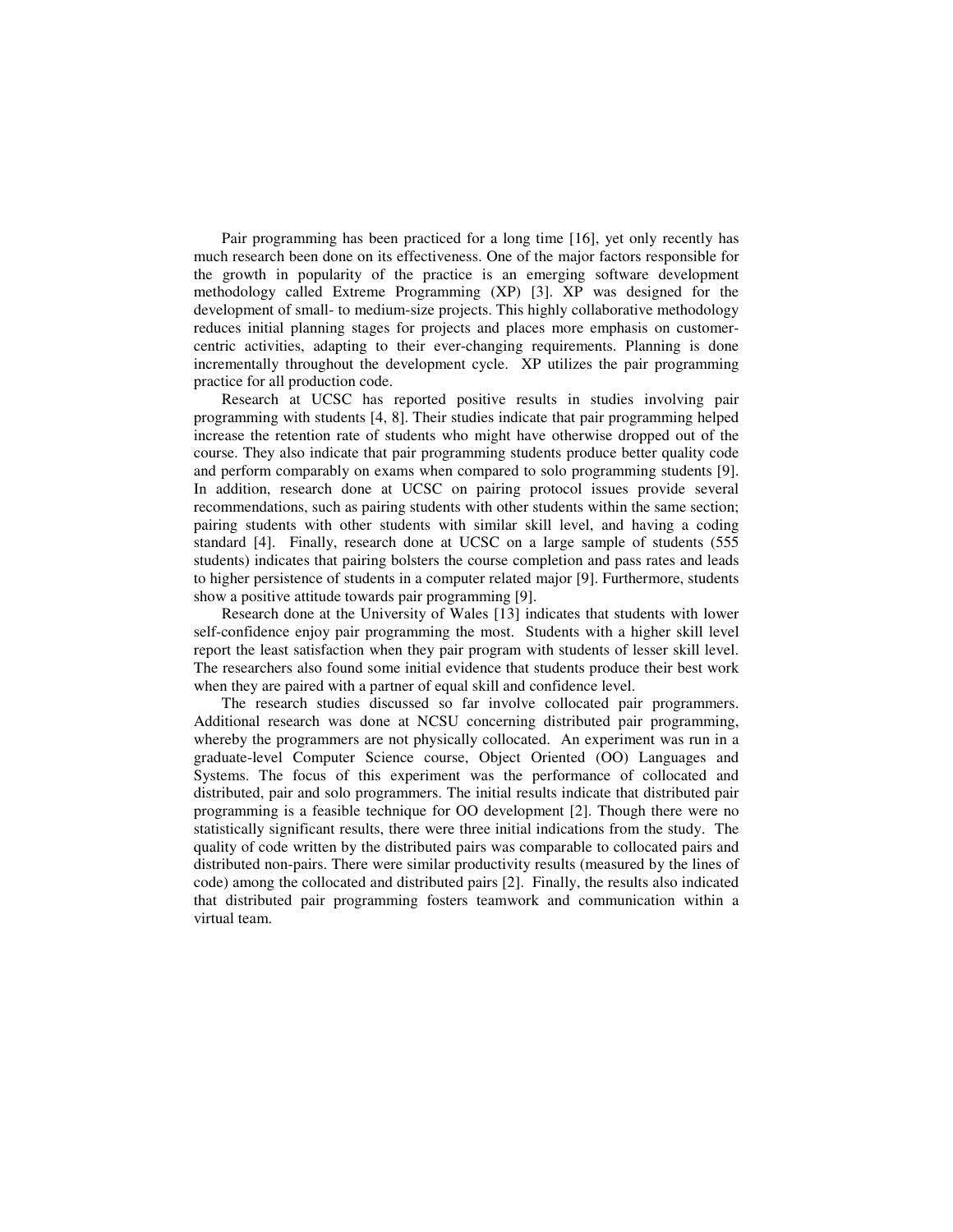Pair programming has been practiced for a long time [16], yet only recently has much research been done on its effectiveness. One of the major factors responsible for the growth in popularity of the practice is an emerging software development methodology called Extreme Programming (XP) [3]. XP was designed for the development of small- to medium-size projects. This highly collaborative methodology reduces initial planning stages for projects and places more emphasis on customer-centric activities, adapting to their ever-changing requirements. Planning is done incrementally throughout the development cycle. XP utilizes the pair programming practice for all production code.

Research at UCSC has reported positive results in studies involving pair programming with students [4, 8]. Their studies indicate that pair programming helped increase the retention rate of students who might have otherwise dropped out of the course. They also indicate that pair programming students produce better quality code and perform comparably on exams when compared to solo programming students [9]. In addition, research done at UCSC on pairing protocol issues provide several recommendations, such as pairing students with other students within the same section; pairing students with other students with similar skill level, and having a coding standard [4]. Finally, research done at UCSC on a large sample of students (555 students) indicates that pairing bolsters the course completion and pass rates and leads to higher persistence of students in a computer related major [9]. Furthermore, students show a positive attitude towards pair programming [9].

Research done at the University of Wales [13] indicates that students with lower self-confidence enjoy pair programming the most. Students with a higher skill level report the least satisfaction when they pair program with students of lesser skill level. The researchers also found some initial evidence that students produce their best work when they are paired with a partner of equal skill and confidence level.

The research studies discussed so far involve collocated pair programmers. Additional research was done at NCSU concerning distributed pair programming, whereby the programmers are not physically collocated. An experiment was run in a graduate-level Computer Science course, Object Oriented (OO) Languages and Systems. The focus of this experiment was the performance of collocated and distributed, pair and solo programmers. The initial results indicate that distributed pair programming is a feasible technique for OO development [2]. Though there were no statistically significant results, there were three initial indications from the study. The quality of code written by the distributed pairs was comparable to collocated pairs and distributed non-pairs. There were similar productivity results (measured by the lines of code) among the collocated and distributed pairs [2]. Finally, the results also indicated that distributed pair programming fosters teamwork and communication within a virtual team.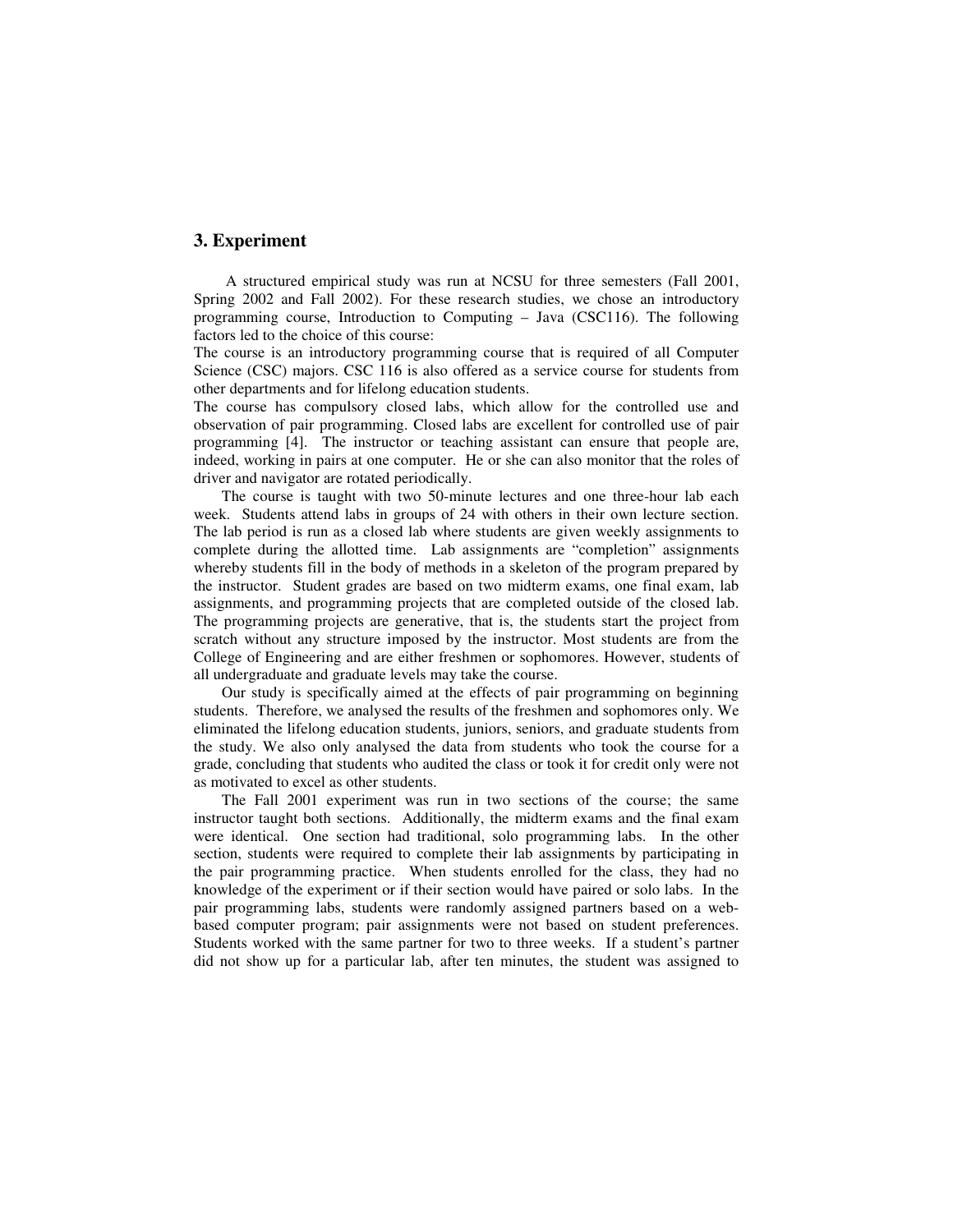## 3. Experiment

A structured empirical study was run at NCSU for three semesters (Fall 2001, Spring 2002 and Fall 2002). For these research studies, we chose an introductory programming course, Introduction to Computing – Java (CSC116). The following factors led to the choice of this course:

The course is an introductory programming course that is required of all Computer Science (CSC) majors. CSC 116 is also offered as a service course for students from other departments and for lifelong education students.

The course has compulsory closed labs, which allow for the controlled use and observation of pair programming. Closed labs are excellent for controlled use of pair programming [4]. The instructor or teaching assistant can ensure that people are, indeed, working in pairs at one computer. He or she can also monitor that the roles of driver and navigator are rotated periodically.

The course is taught with two 50-minute lectures and one three-hour lab each week. Students attend labs in groups of 24 with others in their own lecture section. The lab period is run as a closed lab where students are given weekly assignments to complete during the allotted time. Lab assignments are "completion" assignments whereby students fill in the body of methods in a skeleton of the program prepared by the instructor. Student grades are based on two midterm exams, one final exam, lab assignments, and programming projects that are completed outside of the closed lab. The programming projects are generative, that is, the students start the project from scratch without any structure imposed by the instructor. Most students are from the College of Engineering and are either freshmen or sophomores. However, students of all undergraduate and graduate levels may take the course.

Our study is specifically aimed at the effects of pair programming on beginning students. Therefore, we analysed the results of the freshmen and sophomores only. We eliminated the lifelong education students, juniors, seniors, and graduate students from the study. We also only analysed the data from students who took the course for a grade, concluding that students who audited the class or took it for credit only were not as motivated to excel as other students.

The Fall 2001 experiment was run in two sections of the course; the same instructor taught both sections. Additionally, the midterm exams and the final exam were identical. One section had traditional, solo programming labs. In the other section, students were required to complete their lab assignments by participating in the pair programming practice. When students enrolled for the class, they had no knowledge of the experiment or if their section would have paired or solo labs. In the pair programming labs, students were randomly assigned partners based on a web-based computer program; pair assignments were not based on student preferences. Students worked with the same partner for two to three weeks. If a student's partner did not show up for a particular lab, after ten minutes, the student was assigned to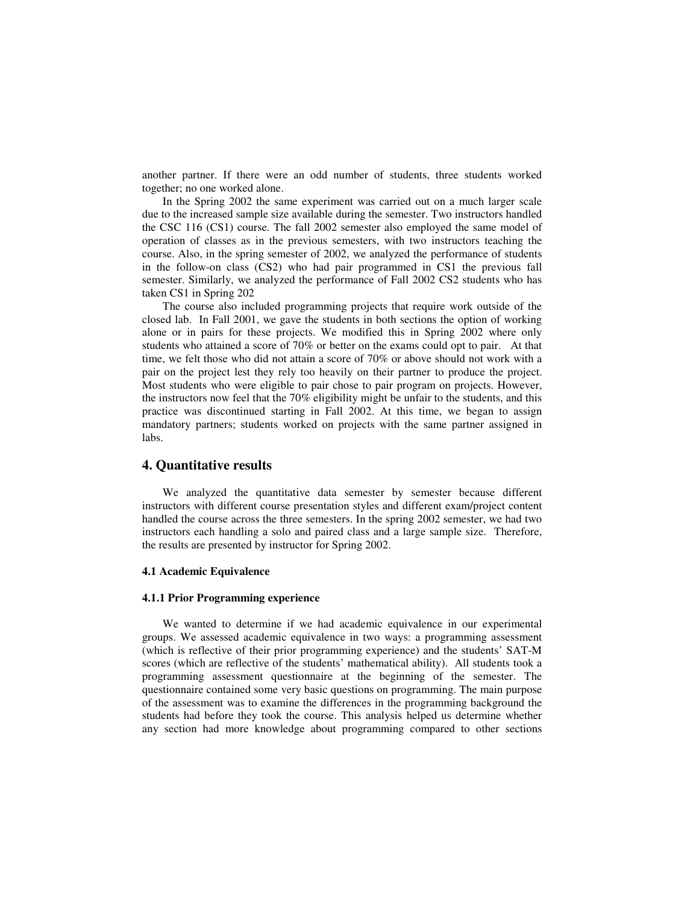another partner. If there were an odd number of students, three students worked together; no one worked alone.

In the Spring 2002 the same experiment was carried out on a much larger scale due to the increased sample size available during the semester. Two instructors handled the CSC 116 (CS1) course. The fall 2002 semester also employed the same model of operation of classes as in the previous semesters, with two instructors teaching the course. Also, in the spring semester of 2002, we analyzed the performance of students in the follow-on class (CS2) who had pair programmed in CS1 the previous fall semester. Similarly, we analyzed the performance of Fall 2002 CS2 students who has taken CS1 in Spring 202

The course also included programming projects that require work outside of the closed lab. In Fall 2001, we gave the students in both sections the option of working alone or in pairs for these projects. We modified this in Spring 2002 where only students who attained a score of 70% or better on the exams could opt to pair. At that time, we felt those who did not attain a score of 70% or above should not work with a pair on the project lest they rely too heavily on their partner to produce the project. Most students who were eligible to pair chose to pair program on projects. However, the instructors now feel that the 70% eligibility might be unfair to the students, and this practice was discontinued starting in Fall 2002. At this time, we began to assign mandatory partners; students worked on projects with the same partner assigned in labs.

## 4. Quantitative results

We analyzed the quantitative data semester by semester because different instructors with different course presentation styles and different exam/project content handled the course across the three semesters. In the spring 2002 semester, we had two instructors each handling a solo and paired class and a large sample size. Therefore, the results are presented by instructor for Spring 2002.

### 4.1 Academic Equivalence

#### 4.1.1 Prior Programming experience

We wanted to determine if we had academic equivalence in our experimental groups. We assessed academic equivalence in two ways: a programming assessment (which is reflective of their prior programming experience) and the students' SAT-M scores (which are reflective of the students' mathematical ability). All students took a programming assessment questionnaire at the beginning of the semester. The questionnaire contained some very basic questions on programming. The main purpose of the assessment was to examine the differences in the programming background the students had before they took the course. This analysis helped us determine whether any section had more knowledge about programming compared to other sections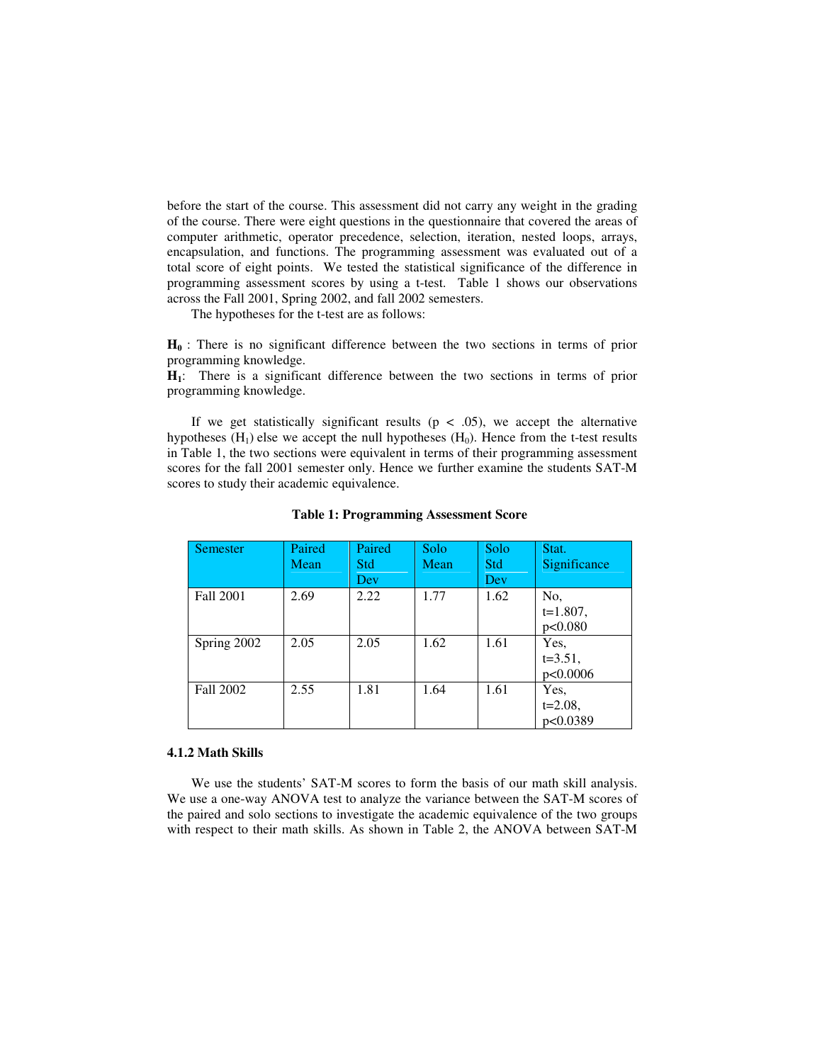before the start of the course. This assessment did not carry any weight in the grading of the course. There were eight questions in the questionnaire that covered the areas of computer arithmetic, operator precedence, selection, iteration, nested loops, arrays, encapsulation, and functions. The programming assessment was evaluated out of a total score of eight points. We tested the statistical significance of the difference in programming assessment scores by using a t-test. Table 1 shows our observations across the Fall 2001, Spring 2002, and fall 2002 semesters.

The hypotheses for the t-test are as follows:

**$H_0$** : There is no significant difference between the two sections in terms of prior programming knowledge.
**$H_1$**: There is a significant difference between the two sections in terms of prior programming knowledge.

If we get statistically significant results ($p < .05$), we accept the alternative hypotheses ($H_1$) else we accept the null hypotheses ($H_0$). Hence from the t-test results in Table 1, the two sections were equivalent in terms of their programming assessment scores for the fall 2001 semester only. Hence we further examine the students SAT-M scores to study their academic equivalence.

**Table 1: Programming Assessment Score**

| Semester | Paired Mean | Paired Std Dev | Solo Mean | Solo Std Dev | Stat. Significance |
|---|---|---|---|---|---|
| Fall 2001 | 2.69 | 2.22 | 1.77 | 1.62 | No, $t$=1.807, $p$<0.080 |
| Spring 2002 | 2.05 | 2.05 | 1.62 | 1.61 | Yes, $t$=3.51, $p$<0.0006 |
| Fall 2002 | 2.55 | 1.81 | 1.64 | 1.61 | Yes, $t$=2.08, $p$<0.0389 |

### 4.1.2 Math Skills

We use the students' SAT-M scores to form the basis of our math skill analysis. We use a one-way ANOVA test to analyze the variance between the SAT-M scores of the paired and solo sections to investigate the academic equivalence of the two groups with respect to their math skills. As shown in Table 2, the ANOVA between SAT-M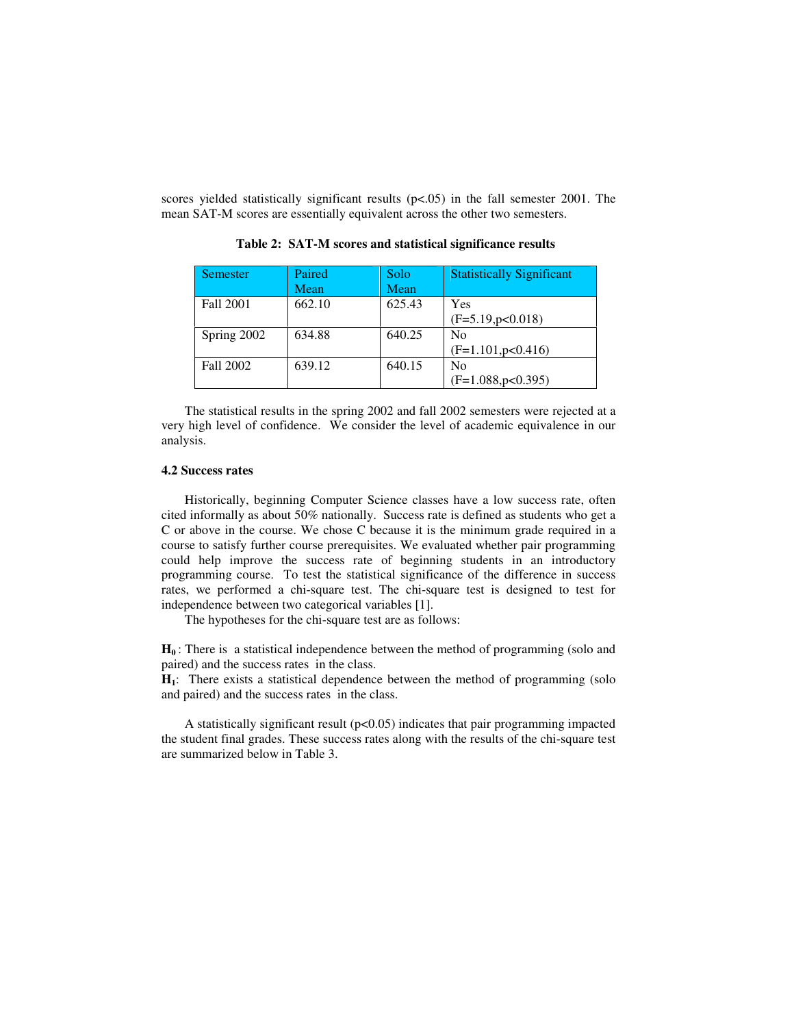scores yielded statistically significant results ($p<.05$) in the fall semester 2001. The mean SAT-M scores are essentially equivalent across the other two semesters.

**Table 2: SAT-M scores and statistical significance results**

| Semester | Paired Mean | Solo Mean | Statistically Significant |
|---|---|---|---|
| Fall 2001 | 662.10 | 625.43 | Yes ($F=5.19, p<0.018$) |
| Spring 2002 | 634.88 | 640.25 | No ($F=1.101, p<0.416$) |
| Fall 2002 | 639.12 | 640.15 | No ($F=1.088, p<0.395$) |

The statistical results in the spring 2002 and fall 2002 semesters were rejected at a very high level of confidence. We consider the level of academic equivalence in our analysis.

#### 4.2 Success rates

Historically, beginning Computer Science classes have a low success rate, often cited informally as about 50% nationally. Success rate is defined as students who get a C or above in the course. We chose C because it is the minimum grade required in a course to satisfy further course prerequisites. We evaluated whether pair programming could help improve the success rate of beginning students in an introductory programming course. To test the statistical significance of the difference in success rates, we performed a chi-square test. The chi-square test is designed to test for independence between two categorical variables [1].

The hypotheses for the chi-square test are as follows:

**$H_0$**: There is a statistical independence between the method of programming (solo and paired) and the success rates in the class.

**$H_1$**: There exists a statistical dependence between the method of programming (solo and paired) and the success rates in the class.

A statistically significant result ($p<0.05$) indicates that pair programming impacted the student final grades. These success rates along with the results of the chi-square test are summarized below in Table 3.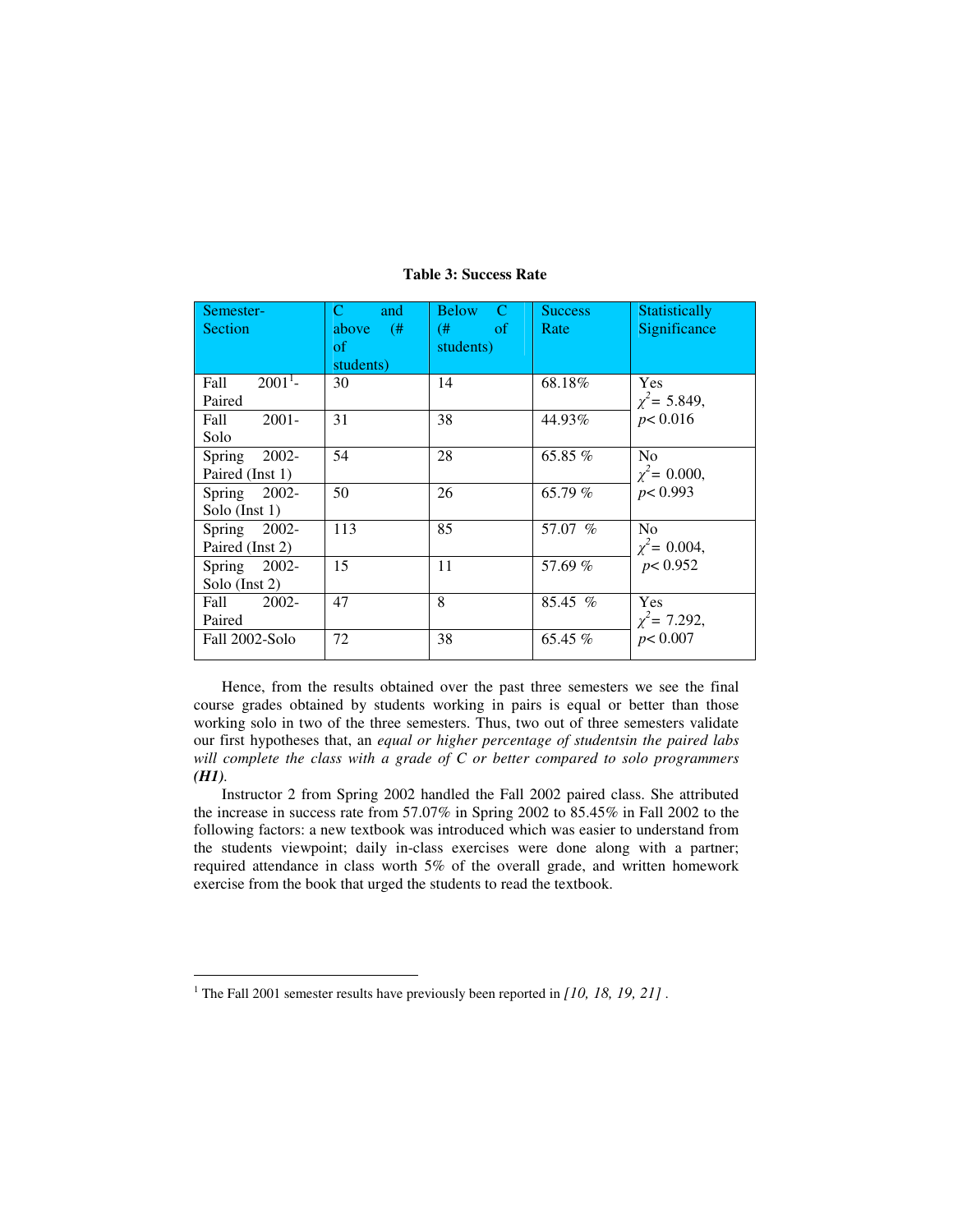**Table 3: Success Rate**

| Semester-Section | C and above (# of students) | Below C (# of students) | Success Rate | Statistically Significance |
|---|---|---|---|---|
| Fall 2001[1]-Paired | 30 | 14 | 68.18% | Yes $\chi^2 = 5.849$, $p < 0.016$ |
| Fall 2001-Solo | 31 | 38 | 44.93% | |
| Spring 2002-Paired (Inst 1) | 54 | 28 | 65.85 % | No $\chi^2 = 0.000$, $p < 0.993$ |
| Spring 2002-Solo (Inst 1) | 50 | 26 | 65.79 % | |
| Spring 2002-Paired (Inst 2) | 113 | 85 | 57.07 % | No $\chi^2 = 0.004$, $p < 0.952$ |
| Spring 2002-Solo (Inst 2) | 15 | 11 | 57.69 % | |
| Fall 2002-Paired | 47 | 8 | 85.45 % | Yes $\chi^2 = 7.292$, $p < 0.007$ |
| Fall 2002-Solo | 72 | 38 | 65.45 % | |

Hence, from the results obtained over the past three semesters we see the final course grades obtained by students working in pairs is equal or better than those working solo in two of the three semesters. Thus, two out of three semesters validate our first hypotheses that, an *equal or higher percentage of studentsin the paired labs will complete the class with a grade of C or better compared to solo programmers **(H1)***.

Instructor 2 from Spring 2002 handled the Fall 2002 paired class. She attributed the increase in success rate from 57.07% in Spring 2002 to 85.45% in Fall 2002 to the following factors: a new textbook was introduced which was easier to understand from the students viewpoint; daily in-class exercises were done along with a partner; required attendance in class worth 5% of the overall grade, and written homework exercise from the book that urged the students to read the textbook.

---

[1] The Fall 2001 semester results have previously been reported in *[10, 18, 19, 21]* .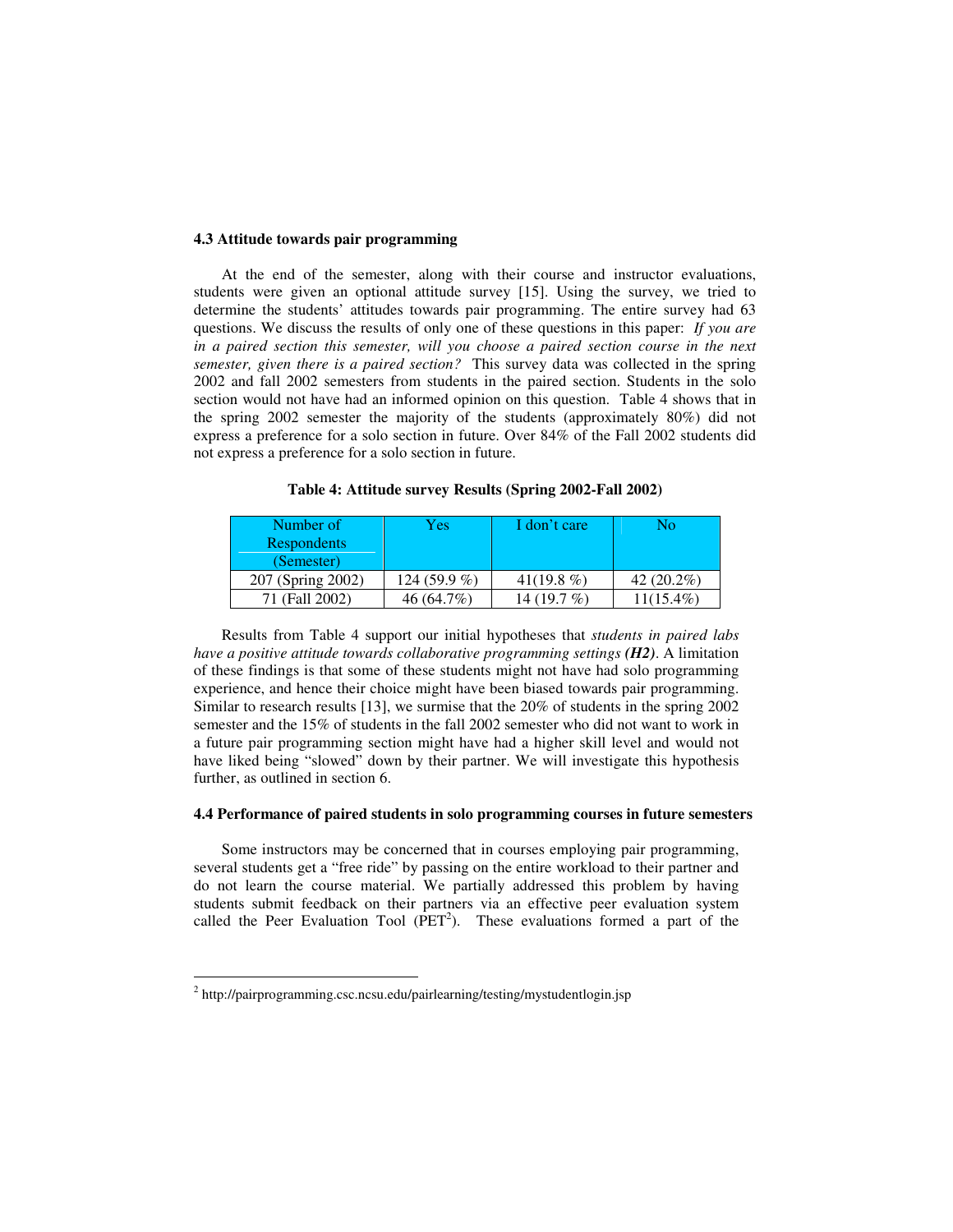### 4.3 Attitude towards pair programming

At the end of the semester, along with their course and instructor evaluations, students were given an optional attitude survey [15]. Using the survey, we tried to determine the students' attitudes towards pair programming. The entire survey had 63 questions. We discuss the results of only one of these questions in this paper: *If you are in a paired section this semester, will you choose a paired section course in the next semester, given there is a paired section?* This survey data was collected in the spring 2002 and fall 2002 semesters from students in the paired section. Students in the solo section would not have had an informed opinion on this question. Table 4 shows that in the spring 2002 semester the majority of the students (approximately 80%) did not express a preference for a solo section in future. Over 84% of the Fall 2002 students did not express a preference for a solo section in future.

**Table 4: Attitude survey Results (Spring 2002-Fall 2002)**

| Number of Respondents (Semester) | Yes | I don't care | No |
|---|---|---|---|
| 207 (Spring 2002) | 124 (59.9 %) | 41(19.8 %) | 42 (20.2%) |
| 71 (Fall 2002) | 46 (64.7%) | 14 (19.7 %) | 11(15.4%) |

Results from Table 4 support our initial hypotheses that *students in paired labs have a positive attitude towards collaborative programming settings **(H2)***. A limitation of these findings is that some of these students might not have had solo programming experience, and hence their choice might have been biased towards pair programming. Similar to research results [13], we surmise that the 20% of students in the spring 2002 semester and the 15% of students in the fall 2002 semester who did not want to work in a future pair programming section might have had a higher skill level and would not have liked being "slowed" down by their partner. We will investigate this hypothesis further, as outlined in section 6.

### 4.4 Performance of paired students in solo programming courses in future semesters

Some instructors may be concerned that in courses employing pair programming, several students get a "free ride" by passing on the entire workload to their partner and do not learn the course material. We partially addressed this problem by having students submit feedback on their partners via an effective peer evaluation system called the Peer Evaluation Tool (PET[2]). These evaluations formed a part of the

---

[2] http://pairprogramming.csc.ncsu.edu/pairlearning/testing/mystudentlogin.jsp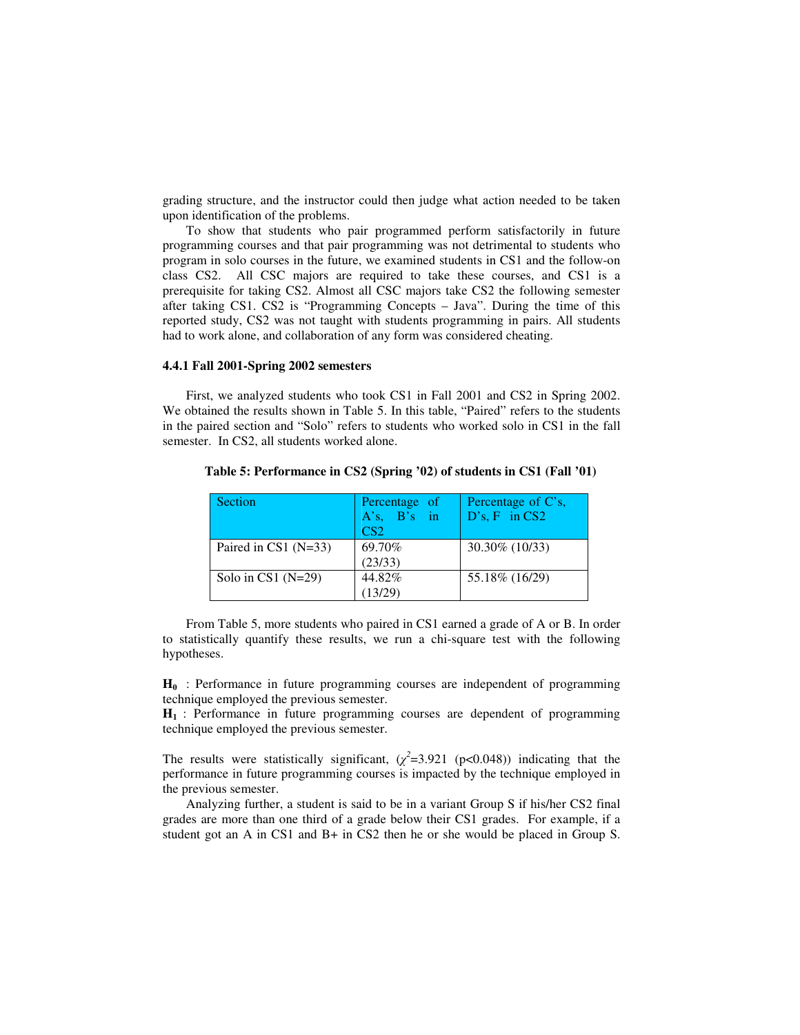grading structure, and the instructor could then judge what action needed to be taken upon identification of the problems.

To show that students who pair programmed perform satisfactorily in future programming courses and that pair programming was not detrimental to students who program in solo courses in the future, we examined students in CS1 and the follow-on class CS2. All CSC majors are required to take these courses, and CS1 is a prerequisite for taking CS2. Almost all CSC majors take CS2 the following semester after taking CS1. CS2 is "Programming Concepts – Java". During the time of this reported study, CS2 was not taught with students programming in pairs. All students had to work alone, and collaboration of any form was considered cheating.

#### 4.4.1 Fall 2001-Spring 2002 semesters

First, we analyzed students who took CS1 in Fall 2001 and CS2 in Spring 2002. We obtained the results shown in Table 5. In this table, "Paired" refers to the students in the paired section and "Solo" refers to students who worked solo in CS1 in the fall semester. In CS2, all students worked alone.

**Table 5: Performance in CS2 (Spring '02) of students in CS1 (Fall '01)**

| Section | Percentage of A's, B's in CS2 | Percentage of C's, D's, F in CS2 |
|---|---|---|
| Paired in CS1 (N=33) | 69.70% (23/33) | 30.30% (10/33) |
| Solo in CS1 (N=29) | 44.82% (13/29) | 55.18% (16/29) |

From Table 5, more students who paired in CS1 earned a grade of A or B. In order to statistically quantify these results, we run a chi-square test with the following hypotheses.

$\mathbf{H_0}$ : Performance in future programming courses are independent of programming technique employed the previous semester.
$\mathbf{H_1}$ : Performance in future programming courses are dependent of programming technique employed the previous semester.

The results were statistically significant, ($\chi^2$=3.921 ($p$<0.048)) indicating that the performance in future programming courses is impacted by the technique employed in the previous semester.

Analyzing further, a student is said to be in a variant Group S if his/her CS2 final grades are more than one third of a grade below their CS1 grades. For example, if a student got an A in CS1 and B+ in CS2 then he or she would be placed in Group S.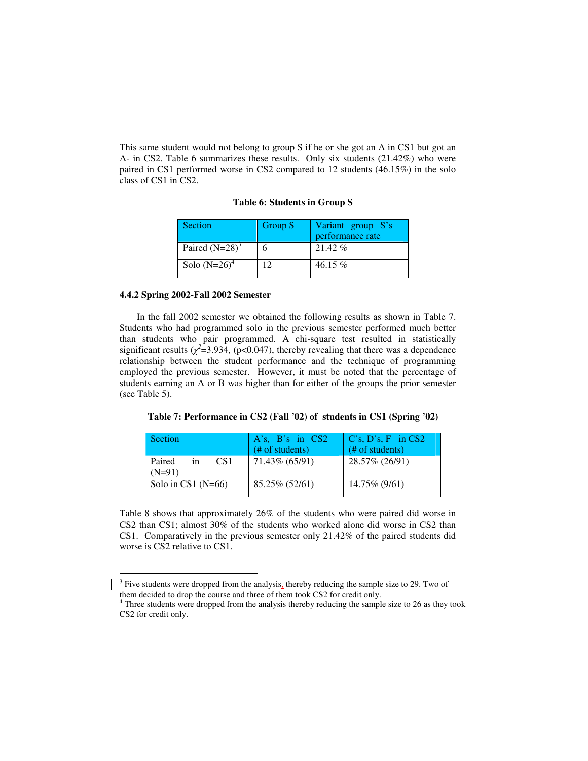This same student would not belong to group S if he or she got an A in CS1 but got an A- in CS2. Table 6 summarizes these results. Only six students (21.42%) who were paired in CS1 performed worse in CS2 compared to 12 students (46.15%) in the solo class of CS1 in CS2.

**Table 6: Students in Group S**

| Section | Group S | Variant group S's performance rate |
|---|---|---|
| Paired (N=28)[3] | 6 | 21.42 % |
| Solo (N=26)[4] | 12 | 46.15 % |

#### 4.4.2 Spring 2002-Fall 2002 Semester

In the fall 2002 semester we obtained the following results as shown in Table 7. Students who had programmed solo in the previous semester performed much better than students who pair programmed. A chi-square test resulted in statistically significant results ($\chi^2$=3.934, ($p<0.047$), thereby revealing that there was a dependence relationship between the student performance and the technique of programming employed the previous semester. However, it must be noted that the percentage of students earning an A or B was higher than for either of the groups the prior semester (see Table 5).

**Table 7: Performance in CS2 (Fall '02) of students in CS1 (Spring '02)**

| Section | A's, B's in CS2 (# of students) | C's, D's, F in CS2 (# of students) |
|---|---|---|
| Paired in CS1 (N=91) | 71.43% (65/91) | 28.57% (26/91) |
| Solo in CS1 (N=66) | 85.25% (52/61) | 14.75% (9/61) |

Table 8 shows that approximately 26% of the students who were paired did worse in CS2 than CS1; almost 30% of the students who worked alone did worse in CS2 than CS1. Comparatively in the previous semester only 21.42% of the paired students did worse is CS2 relative to CS1.

---

[3] Five students were dropped from the analysis, thereby reducing the sample size to 29. Two of them decided to drop the course and three of them took CS2 for credit only.

[4] Three students were dropped from the analysis thereby reducing the sample size to 26 as they took CS2 for credit only.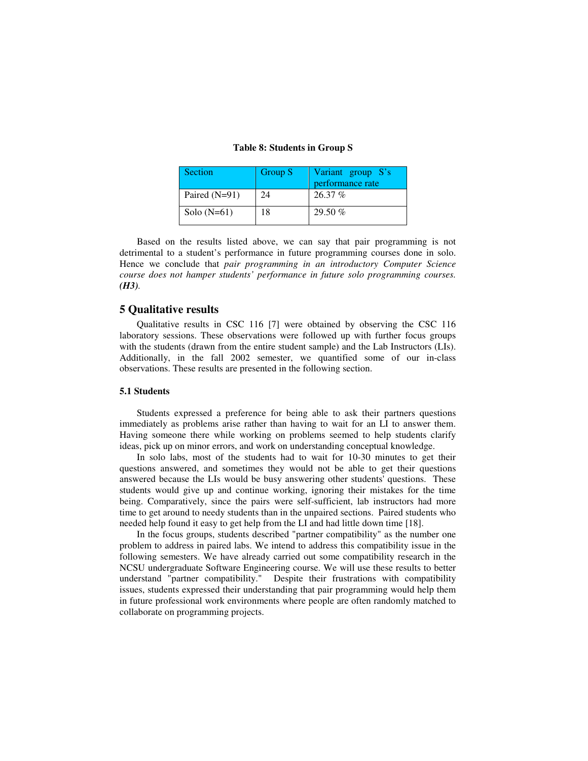**Table 8: Students in Group S**

| Section | Group S | Variant group S's performance rate |
|---|---|---|
| Paired (N=91) | 24 | 26.37 % |
| Solo (N=61) | 18 | 29.50 % |

Based on the results listed above, we can say that pair programming is not detrimental to a student's performance in future programming courses done in solo. Hence we conclude that *pair programming in an introductory Computer Science course does not hamper students' performance in future solo programming courses.* ***(H3)***.

## 5 Qualitative results

Qualitative results in CSC 116 [7] were obtained by observing the CSC 116 laboratory sessions. These observations were followed up with further focus groups with the students (drawn from the entire student sample) and the Lab Instructors (LIs). Additionally, in the fall 2002 semester, we quantified some of our in-class observations. These results are presented in the following section.

### 5.1 Students

Students expressed a preference for being able to ask their partners questions immediately as problems arise rather than having to wait for an LI to answer them. Having someone there while working on problems seemed to help students clarify ideas, pick up on minor errors, and work on understanding conceptual knowledge.

In solo labs, most of the students had to wait for 10-30 minutes to get their questions answered, and sometimes they would not be able to get their questions answered because the LIs would be busy answering other students' questions. These students would give up and continue working, ignoring their mistakes for the time being. Comparatively, since the pairs were self-sufficient, lab instructors had more time to get around to needy students than in the unpaired sections. Paired students who needed help found it easy to get help from the LI and had little down time [18].

In the focus groups, students described "partner compatibility" as the number one problem to address in paired labs. We intend to address this compatibility issue in the following semesters. We have already carried out some compatibility research in the NCSU undergraduate Software Engineering course. We will use these results to better understand "partner compatibility." Despite their frustrations with compatibility issues, students expressed their understanding that pair programming would help them in future professional work environments where people are often randomly matched to collaborate on programming projects.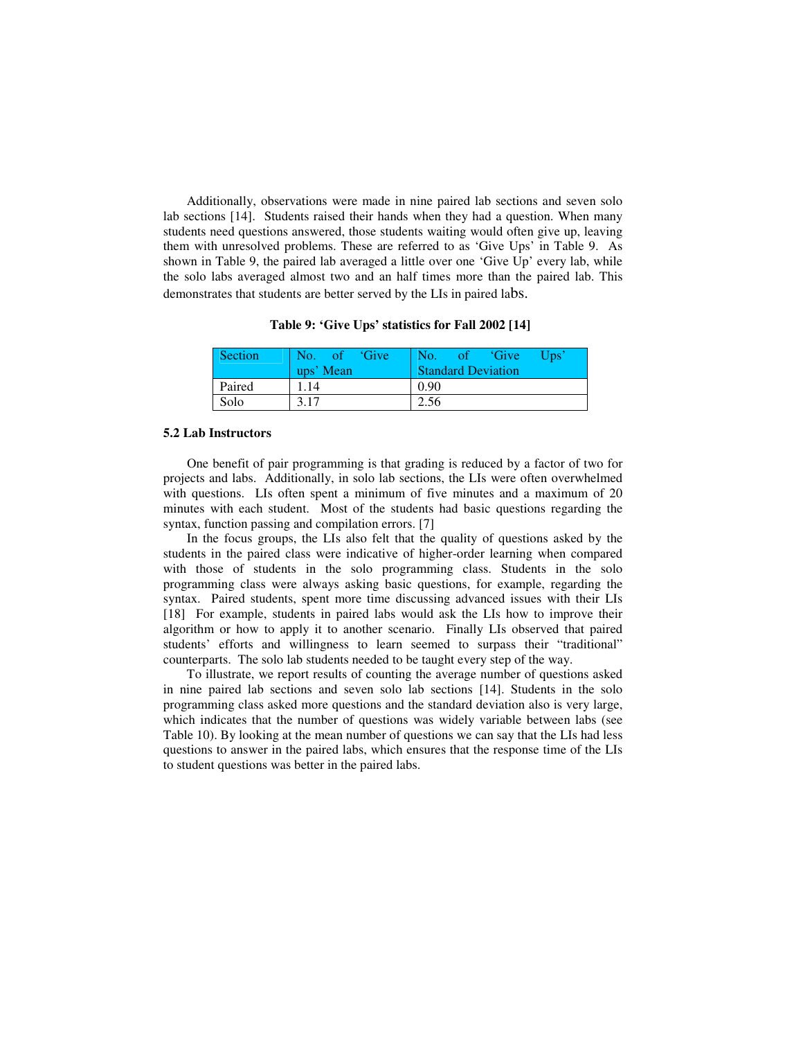Additionally, observations were made in nine paired lab sections and seven solo lab sections [14]. Students raised their hands when they had a question. When many students need questions answered, those students waiting would often give up, leaving them with unresolved problems. These are referred to as 'Give Ups' in Table 9. As shown in Table 9, the paired lab averaged a little over one 'Give Up' every lab, while the solo labs averaged almost two and an half times more than the paired lab. This demonstrates that students are better served by the LIs in paired labs.

**Table 9: 'Give Ups' statistics for Fall 2002 [14]**

| Section | No. of 'Give ups' Mean | No. of 'Give Ups' Standard Deviation |
|---|---|---|
| Paired | 1.14 | 0.90 |
| Solo | 3.17 | 2.56 |

### 5.2 Lab Instructors

One benefit of pair programming is that grading is reduced by a factor of two for projects and labs. Additionally, in solo lab sections, the LIs were often overwhelmed with questions. LIs often spent a minimum of five minutes and a maximum of 20 minutes with each student. Most of the students had basic questions regarding the syntax, function passing and compilation errors. [7]

In the focus groups, the LIs also felt that the quality of questions asked by the students in the paired class were indicative of higher-order learning when compared with those of students in the solo programming class. Students in the solo programming class were always asking basic questions, for example, regarding the syntax. Paired students, spent more time discussing advanced issues with their LIs [18] For example, students in paired labs would ask the LIs how to improve their algorithm or how to apply it to another scenario. Finally LIs observed that paired students' efforts and willingness to learn seemed to surpass their "traditional" counterparts. The solo lab students needed to be taught every step of the way.

To illustrate, we report results of counting the average number of questions asked in nine paired lab sections and seven solo lab sections [14]. Students in the solo programming class asked more questions and the standard deviation also is very large, which indicates that the number of questions was widely variable between labs (see Table 10). By looking at the mean number of questions we can say that the LIs had less questions to answer in the paired labs, which ensures that the response time of the LIs to student questions was better in the paired labs.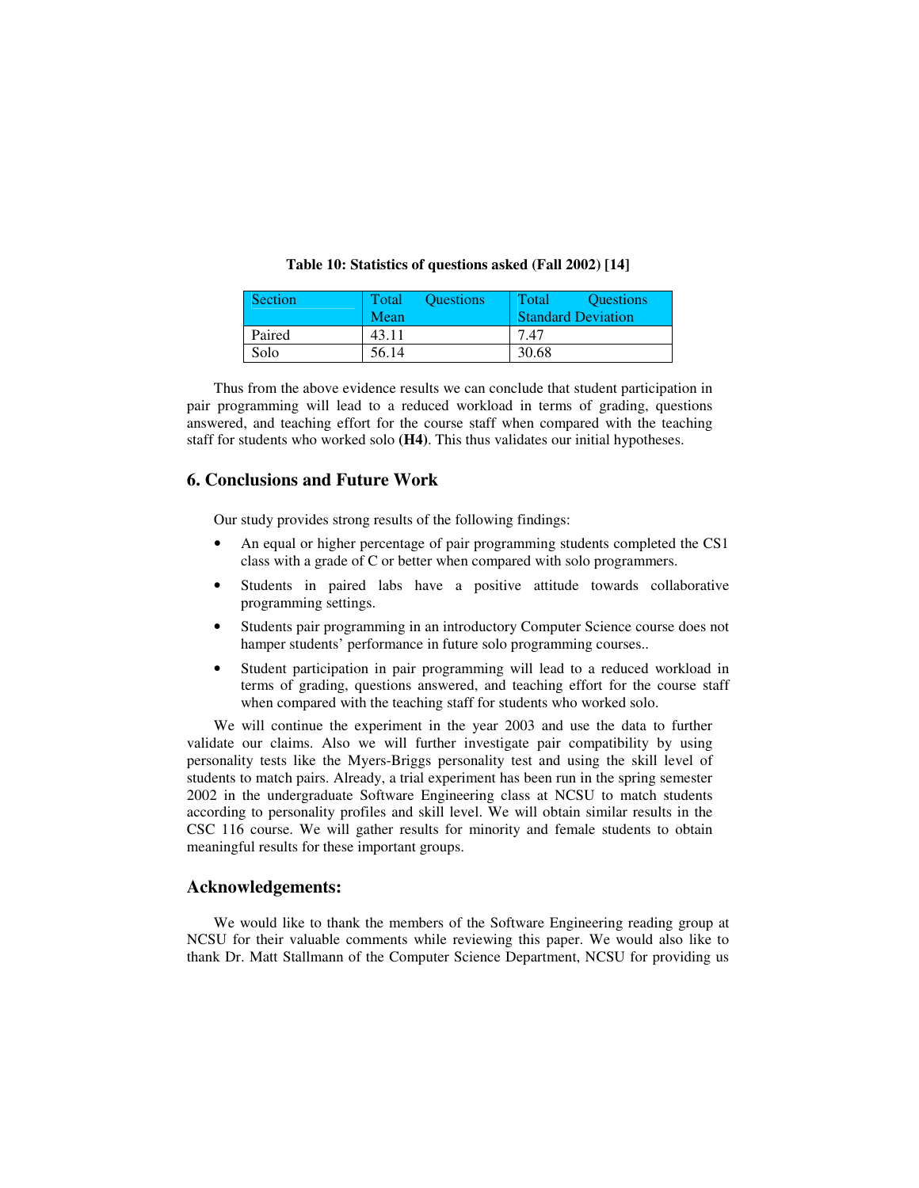**Table 10: Statistics of questions asked (Fall 2002) [14]**

| Section | Total Questions Mean | Total Questions Standard Deviation |
|---|---|---|
| Paired | 43.11 | 7.47 |
| Solo | 56.14 | 30.68 |

Thus from the above evidence results we can conclude that student participation in pair programming will lead to a reduced workload in terms of grading, questions answered, and teaching effort for the course staff when compared with the teaching staff for students who worked solo **(H4)**. This thus validates our initial hypotheses.

## 6. Conclusions and Future Work

Our study provides strong results of the following findings:

- An equal or higher percentage of pair programming students completed the CS1 class with a grade of C or better when compared with solo programmers.
- Students in paired labs have a positive attitude towards collaborative programming settings.
- Students pair programming in an introductory Computer Science course does not hamper students' performance in future solo programming courses..
- Student participation in pair programming will lead to a reduced workload in terms of grading, questions answered, and teaching effort for the course staff when compared with the teaching staff for students who worked solo.

We will continue the experiment in the year 2003 and use the data to further validate our claims. Also we will further investigate pair compatibility by using personality tests like the Myers-Briggs personality test and using the skill level of students to match pairs. Already, a trial experiment has been run in the spring semester 2002 in the undergraduate Software Engineering class at NCSU to match students according to personality profiles and skill level. We will obtain similar results in the CSC 116 course. We will gather results for minority and female students to obtain meaningful results for these important groups.

## Acknowledgements:

We would like to thank the members of the Software Engineering reading group at NCSU for their valuable comments while reviewing this paper. We would also like to thank Dr. Matt Stallmann of the Computer Science Department, NCSU for providing us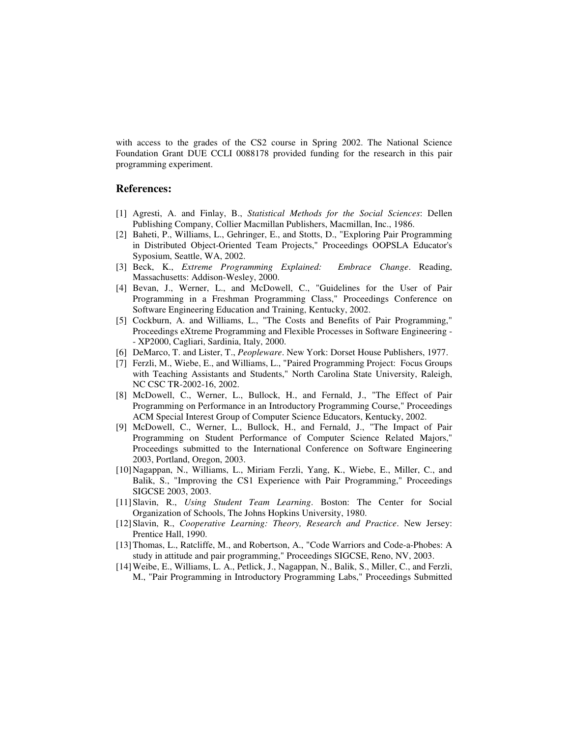with access to the grades of the CS2 course in Spring 2002. The National Science Foundation Grant DUE CCLI 0088178 provided funding for the research in this pair programming experiment.

## References:

[1] Agresti, A. and Finlay, B., *Statistical Methods for the Social Sciences*: Dellen Publishing Company, Collier Macmillan Publishers, Macmillan, Inc., 1986.

[2] Baheti, P., Williams, L., Gehringer, E., and Stotts, D., "Exploring Pair Programming in Distributed Object-Oriented Team Projects," Proceedings OOPSLA Educator's Syposium, Seattle, WA, 2002.

[3] Beck, K., *Extreme Programming Explained: Embrace Change*. Reading, Massachusetts: Addison-Wesley, 2000.

[4] Bevan, J., Werner, L., and McDowell, C., "Guidelines for the User of Pair Programming in a Freshman Programming Class," Proceedings Conference on Software Engineering Education and Training, Kentucky, 2002.

[5] Cockburn, A. and Williams, L., "The Costs and Benefits of Pair Programming," Proceedings eXtreme Programming and Flexible Processes in Software Engineering -- XP2000, Cagliari, Sardinia, Italy, 2000.

[6] DeMarco, T. and Lister, T., *Peopleware*. New York: Dorset House Publishers, 1977.

[7] Ferzli, M., Wiebe, E., and Williams, L., "Paired Programming Project: Focus Groups with Teaching Assistants and Students," North Carolina State University, Raleigh, NC CSC TR-2002-16, 2002.

[8] McDowell, C., Werner, L., Bullock, H., and Fernald, J., "The Effect of Pair Programming on Performance in an Introductory Programming Course," Proceedings ACM Special Interest Group of Computer Science Educators, Kentucky, 2002.

[9] McDowell, C., Werner, L., Bullock, H., and Fernald, J., "The Impact of Pair Programming on Student Performance of Computer Science Related Majors," Proceedings submitted to the International Conference on Software Engineering 2003, Portland, Oregon, 2003.

[10] Nagappan, N., Williams, L., Miriam Ferzli, Yang, K., Wiebe, E., Miller, C., and Balik, S., "Improving the CS1 Experience with Pair Programming," Proceedings SIGCSE 2003, 2003.

[11] Slavin, R., *Using Student Team Learning*. Boston: The Center for Social Organization of Schools, The Johns Hopkins University, 1980.

[12] Slavin, R., *Cooperative Learning: Theory, Research and Practice*. New Jersey: Prentice Hall, 1990.

[13] Thomas, L., Ratcliffe, M., and Robertson, A., "Code Warriors and Code-a-Phobes: A study in attitude and pair programming," Proceedings SIGCSE, Reno, NV, 2003.

[14] Weibe, E., Williams, L. A., Petlick, J., Nagappan, N., Balik, S., Miller, C., and Ferzli, M., "Pair Programming in Introductory Programming Labs," Proceedings Submitted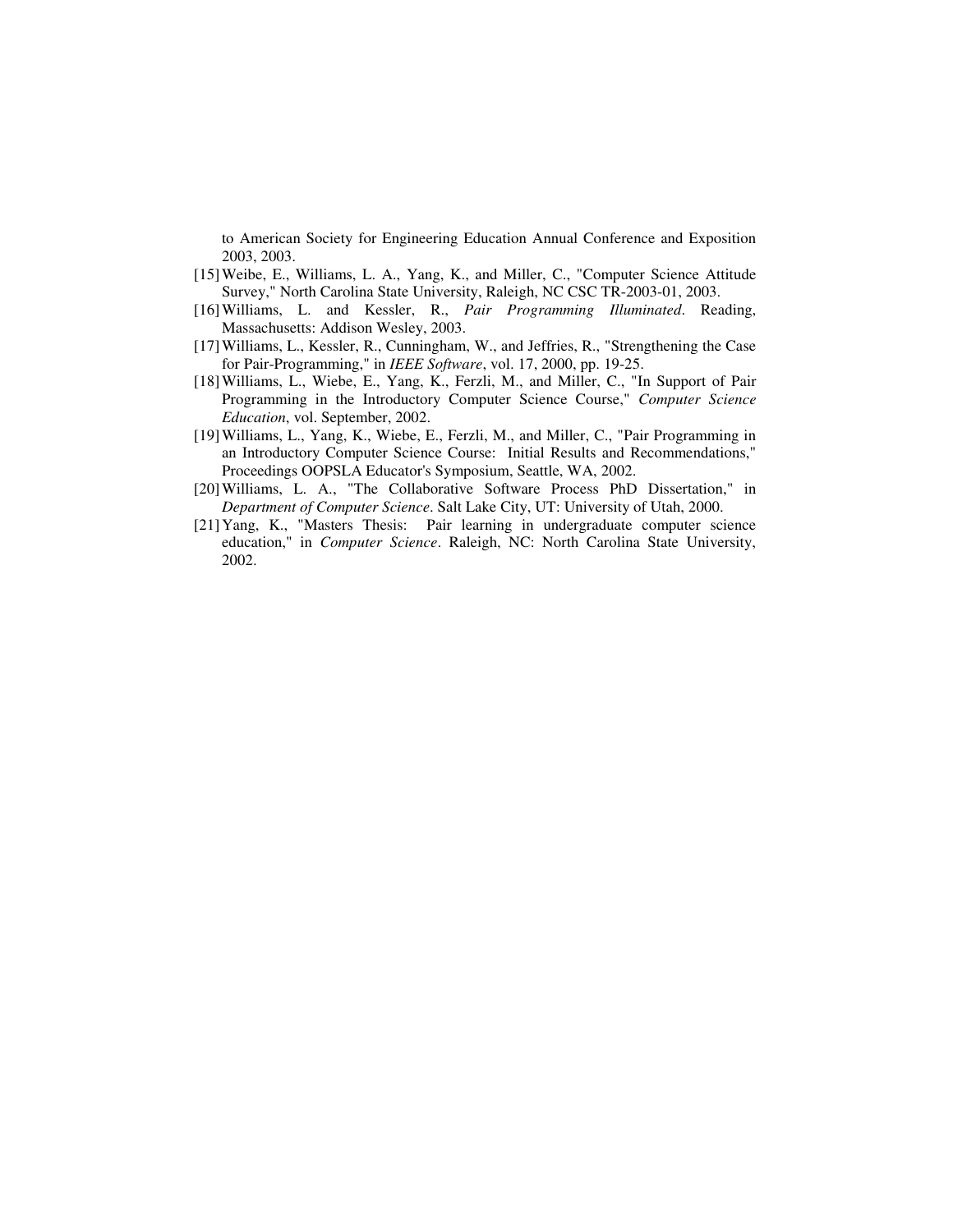to American Society for Engineering Education Annual Conference and Exposition 2003, 2003.

[15] Weibe, E., Williams, L. A., Yang, K., and Miller, C., "Computer Science Attitude Survey," North Carolina State University, Raleigh, NC CSC TR-2003-01, 2003.

[16] Williams, L. and Kessler, R., *Pair Programming Illuminated*. Reading, Massachusetts: Addison Wesley, 2003.

[17] Williams, L., Kessler, R., Cunningham, W., and Jeffries, R., "Strengthening the Case for Pair-Programming," in *IEEE Software*, vol. 17, 2000, pp. 19-25.

[18] Williams, L., Wiebe, E., Yang, K., Ferzli, M., and Miller, C., "In Support of Pair Programming in the Introductory Computer Science Course," *Computer Science Education*, vol. September, 2002.

[19] Williams, L., Yang, K., Wiebe, E., Ferzli, M., and Miller, C., "Pair Programming in an Introductory Computer Science Course: Initial Results and Recommendations," Proceedings OOPSLA Educator's Symposium, Seattle, WA, 2002.

[20] Williams, L. A., "The Collaborative Software Process PhD Dissertation," in *Department of Computer Science*. Salt Lake City, UT: University of Utah, 2000.

[21] Yang, K., "Masters Thesis: Pair learning in undergraduate computer science education," in *Computer Science*. Raleigh, NC: North Carolina State University, 2002.